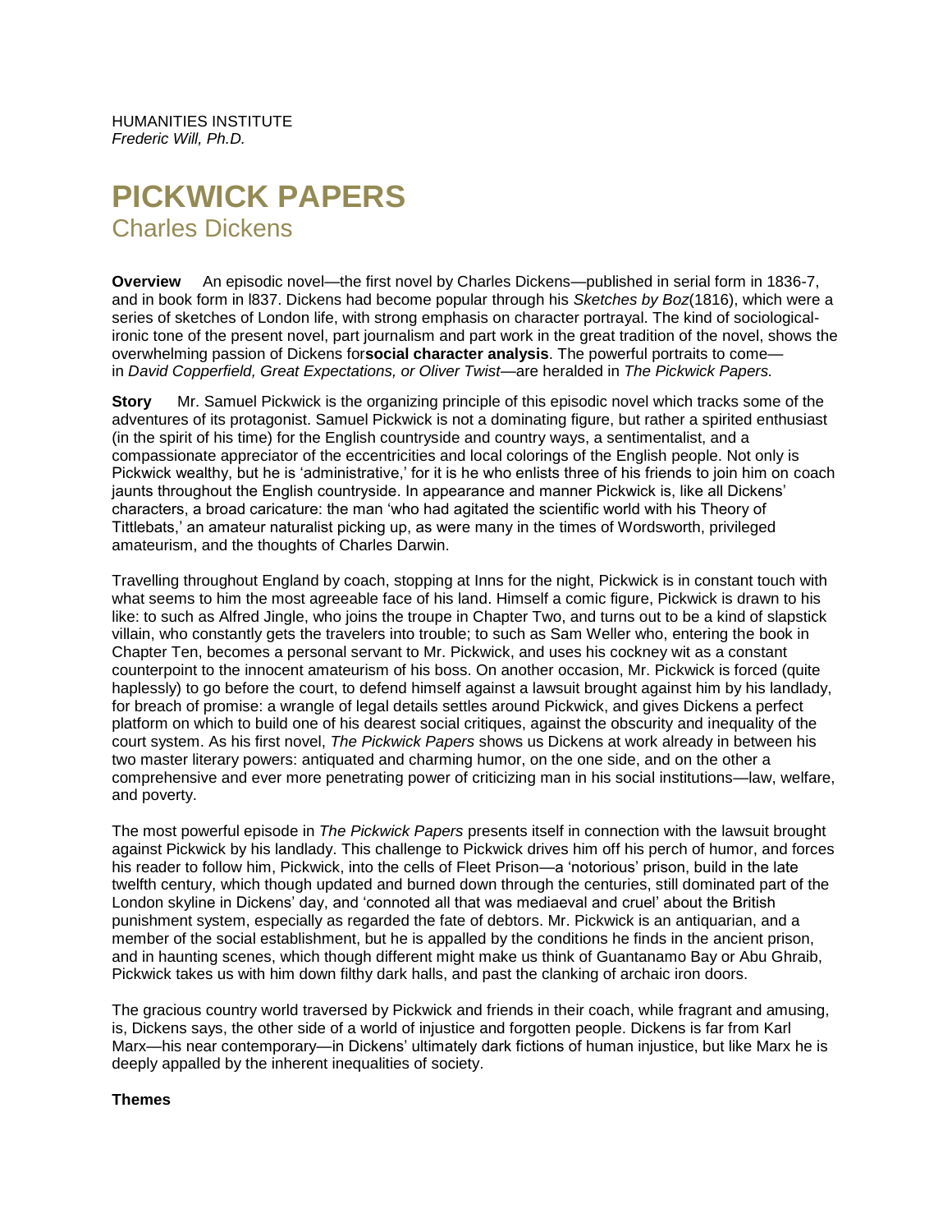HUMANITIES INSTITUTE
*Frederic Will, Ph.D.*

# PICKWICK PAPERS

## Charles Dickens

**Overview** An episodic novel—the first novel by Charles Dickens—published in serial form in 1836-7, and in book form in l837. Dickens had become popular through his *Sketches by Boz*(1816), which were a series of sketches of London life, with strong emphasis on character portrayal. The kind of sociological-ironic tone of the present novel, part journalism and part work in the great tradition of the novel, shows the overwhelming passion of Dickens for**social character analysis**. The powerful portraits to come—in *David Copperfield, Great Expectations, or Oliver Twist*—are heralded in *The Pickwick Papers.*

**Story** Mr. Samuel Pickwick is the organizing principle of this episodic novel which tracks some of the adventures of its protagonist. Samuel Pickwick is not a dominating figure, but rather a spirited enthusiast (in the spirit of his time) for the English countryside and country ways, a sentimentalist, and a compassionate appreciator of the eccentricities and local colorings of the English people. Not only is Pickwick wealthy, but he is 'administrative,' for it is he who enlists three of his friends to join him on coach jaunts throughout the English countryside. In appearance and manner Pickwick is, like all Dickens' characters, a broad caricature: the man 'who had agitated the scientific world with his Theory of Tittlebats,' an amateur naturalist picking up, as were many in the times of Wordsworth, privileged amateurism, and the thoughts of Charles Darwin.

Travelling throughout England by coach, stopping at Inns for the night, Pickwick is in constant touch with what seems to him the most agreeable face of his land. Himself a comic figure, Pickwick is drawn to his like: to such as Alfred Jingle, who joins the troupe in Chapter Two, and turns out to be a kind of slapstick villain, who constantly gets the travelers into trouble; to such as Sam Weller who, entering the book in Chapter Ten, becomes a personal servant to Mr. Pickwick, and uses his cockney wit as a constant counterpoint to the innocent amateurism of his boss. On another occasion, Mr. Pickwick is forced (quite haplessly) to go before the court, to defend himself against a lawsuit brought against him by his landlady, for breach of promise: a wrangle of legal details settles around Pickwick, and gives Dickens a perfect platform on which to build one of his dearest social critiques, against the obscurity and inequality of the court system. As his first novel, *The Pickwick Papers* shows us Dickens at work already in between his two master literary powers: antiquated and charming humor, on the one side, and on the other a comprehensive and ever more penetrating power of criticizing man in his social institutions—law, welfare, and poverty.

The most powerful episode in *The Pickwick Papers* presents itself in connection with the lawsuit brought against Pickwick by his landlady. This challenge to Pickwick drives him off his perch of humor, and forces his reader to follow him, Pickwick, into the cells of Fleet Prison—a 'notorious' prison, build in the late twelfth century, which though updated and burned down through the centuries, still dominated part of the London skyline in Dickens' day, and 'connoted all that was mediaeval and cruel' about the British punishment system, especially as regarded the fate of debtors. Mr. Pickwick is an antiquarian, and a member of the social establishment, but he is appalled by the conditions he finds in the ancient prison, and in haunting scenes, which though different might make us think of Guantanamo Bay or Abu Ghraib, Pickwick takes us with him down filthy dark halls, and past the clanking of archaic iron doors.

The gracious country world traversed by Pickwick and friends in their coach, while fragrant and amusing, is, Dickens says, the other side of a world of injustice and forgotten people. Dickens is far from Karl Marx—his near contemporary—in Dickens' ultimately dark fictions of human injustice, but like Marx he is deeply appalled by the inherent inequalities of society.

**Themes**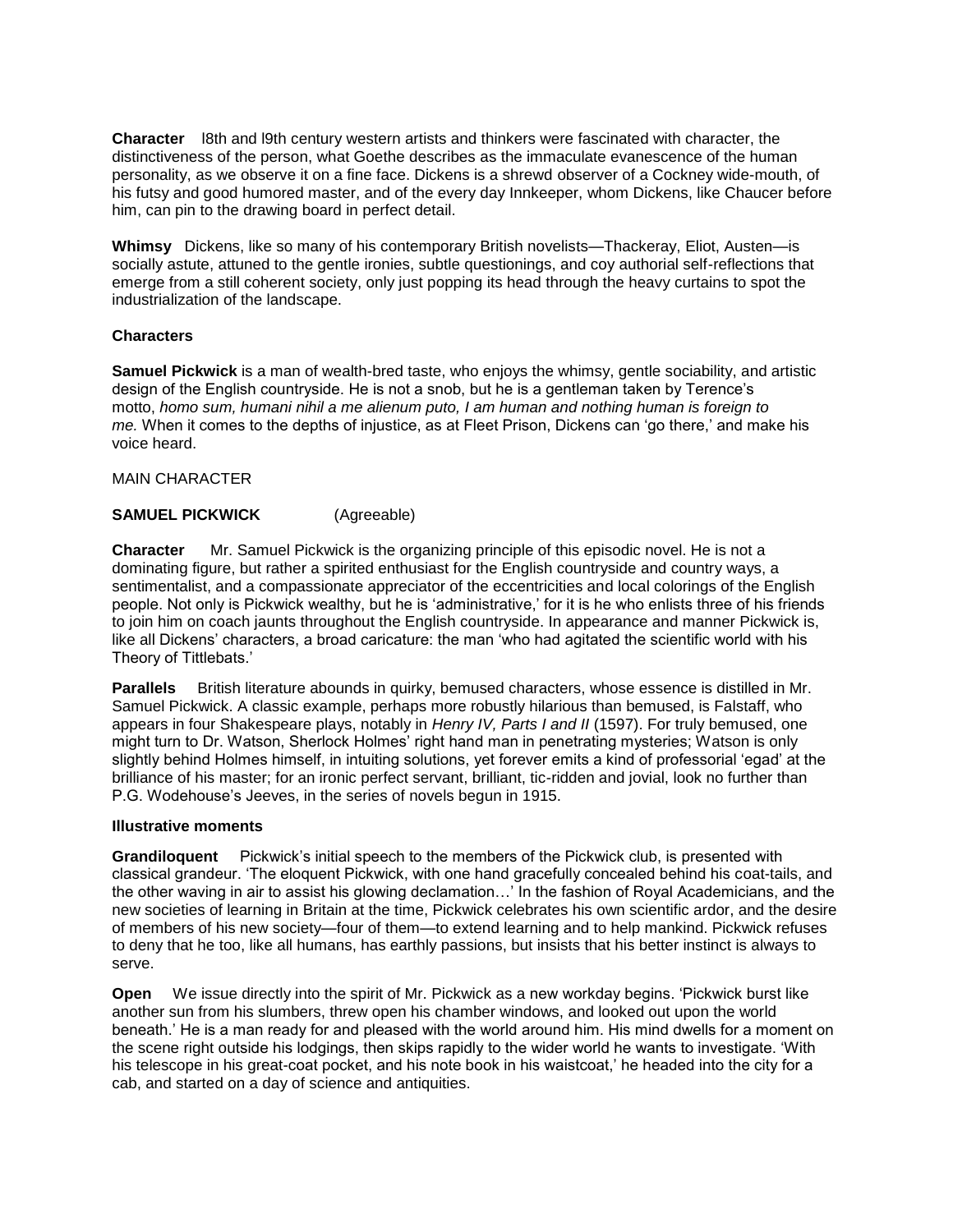**Character** l8th and l9th century western artists and thinkers were fascinated with character, the distinctiveness of the person, what Goethe describes as the immaculate evanescence of the human personality, as we observe it on a fine face. Dickens is a shrewd observer of a Cockney wide-mouth, of his futsy and good humored master, and of the every day Innkeeper, whom Dickens, like Chaucer before him, can pin to the drawing board in perfect detail.

**Whimsy** Dickens, like so many of his contemporary British novelists—Thackeray, Eliot, Austen—is socially astute, attuned to the gentle ironies, subtle questionings, and coy authorial self-reflections that emerge from a still coherent society, only just popping its head through the heavy curtains to spot the industrialization of the landscape.

**Characters**

**Samuel Pickwick** is a man of wealth-bred taste, who enjoys the whimsy, gentle sociability, and artistic design of the English countryside. He is not a snob, but he is a gentleman taken by Terence's motto, *homo sum, humani nihil a me alienum puto, I am human and nothing human is foreign to me.* When it comes to the depths of injustice, as at Fleet Prison, Dickens can 'go there,' and make his voice heard.

MAIN CHARACTER

**SAMUEL PICKWICK** (Agreeable)

**Character** Mr. Samuel Pickwick is the organizing principle of this episodic novel. He is not a dominating figure, but rather a spirited enthusiast for the English countryside and country ways, a sentimentalist, and a compassionate appreciator of the eccentricities and local colorings of the English people. Not only is Pickwick wealthy, but he is 'administrative,' for it is he who enlists three of his friends to join him on coach jaunts throughout the English countryside. In appearance and manner Pickwick is, like all Dickens' characters, a broad caricature: the man 'who had agitated the scientific world with his Theory of Tittlebats.'

**Parallels** British literature abounds in quirky, bemused characters, whose essence is distilled in Mr. Samuel Pickwick. A classic example, perhaps more robustly hilarious than bemused, is Falstaff, who appears in four Shakespeare plays, notably in *Henry IV, Parts I and II* (1597). For truly bemused, one might turn to Dr. Watson, Sherlock Holmes' right hand man in penetrating mysteries; Watson is only slightly behind Holmes himself, in intuiting solutions, yet forever emits a kind of professorial 'egad' at the brilliance of his master; for an ironic perfect servant, brilliant, tic-ridden and jovial, look no further than P.G. Wodehouse's Jeeves, in the series of novels begun in 1915.

**Illustrative moments**

**Grandiloquent** Pickwick's initial speech to the members of the Pickwick club, is presented with classical grandeur. 'The eloquent Pickwick, with one hand gracefully concealed behind his coat-tails, and the other waving in air to assist his glowing declamation…' In the fashion of Royal Academicians, and the new societies of learning in Britain at the time, Pickwick celebrates his own scientific ardor, and the desire of members of his new society—four of them—to extend learning and to help mankind. Pickwick refuses to deny that he too, like all humans, has earthly passions, but insists that his better instinct is always to serve.

**Open** We issue directly into the spirit of Mr. Pickwick as a new workday begins. 'Pickwick burst like another sun from his slumbers, threw open his chamber windows, and looked out upon the world beneath.' He is a man ready for and pleased with the world around him. His mind dwells for a moment on the scene right outside his lodgings, then skips rapidly to the wider world he wants to investigate. 'With his telescope in his great-coat pocket, and his note book in his waistcoat,' he headed into the city for a cab, and started on a day of science and antiquities.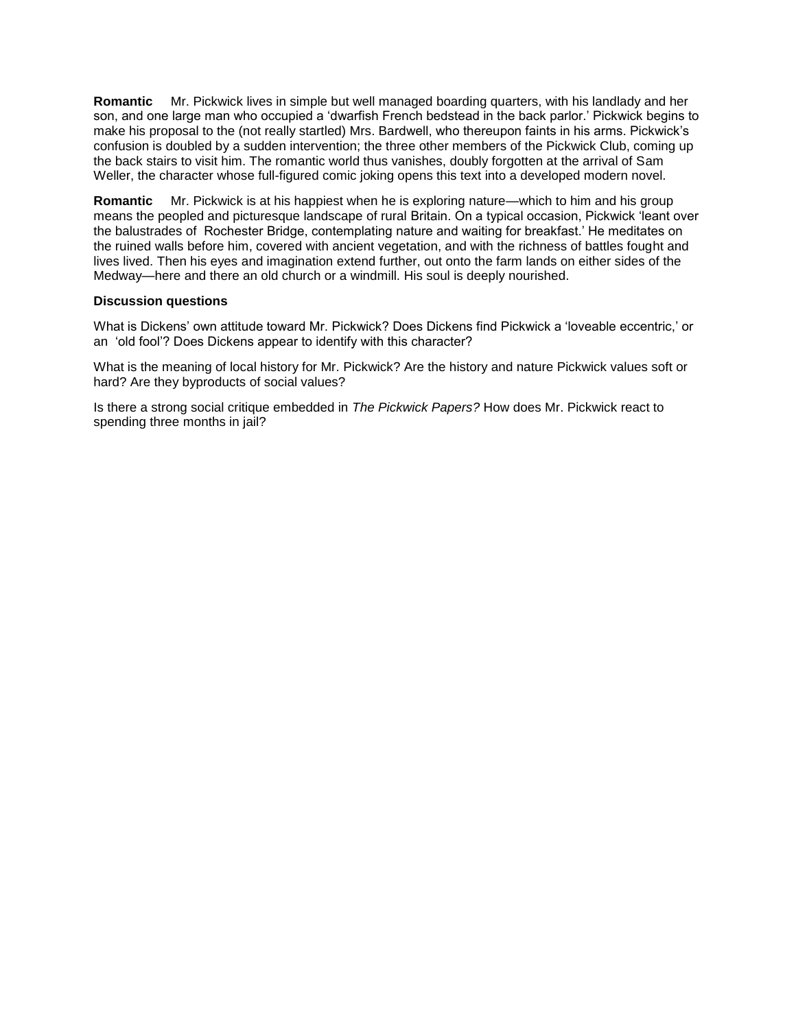**Romantic** Mr. Pickwick lives in simple but well managed boarding quarters, with his landlady and her son, and one large man who occupied a 'dwarfish French bedstead in the back parlor.' Pickwick begins to make his proposal to the (not really startled) Mrs. Bardwell, who thereupon faints in his arms. Pickwick's confusion is doubled by a sudden intervention; the three other members of the Pickwick Club, coming up the back stairs to visit him. The romantic world thus vanishes, doubly forgotten at the arrival of Sam Weller, the character whose full-figured comic joking opens this text into a developed modern novel.

**Romantic** Mr. Pickwick is at his happiest when he is exploring nature—which to him and his group means the peopled and picturesque landscape of rural Britain. On a typical occasion, Pickwick 'leant over the balustrades of Rochester Bridge, contemplating nature and waiting for breakfast.' He meditates on the ruined walls before him, covered with ancient vegetation, and with the richness of battles fought and lives lived. Then his eyes and imagination extend further, out onto the farm lands on either sides of the Medway—here and there an old church or a windmill. His soul is deeply nourished.

**Discussion questions**

What is Dickens' own attitude toward Mr. Pickwick? Does Dickens find Pickwick a 'loveable eccentric,' or an 'old fool'? Does Dickens appear to identify with this character?

What is the meaning of local history for Mr. Pickwick? Are the history and nature Pickwick values soft or hard? Are they byproducts of social values?

Is there a strong social critique embedded in *The Pickwick Papers?* How does Mr. Pickwick react to spending three months in jail?